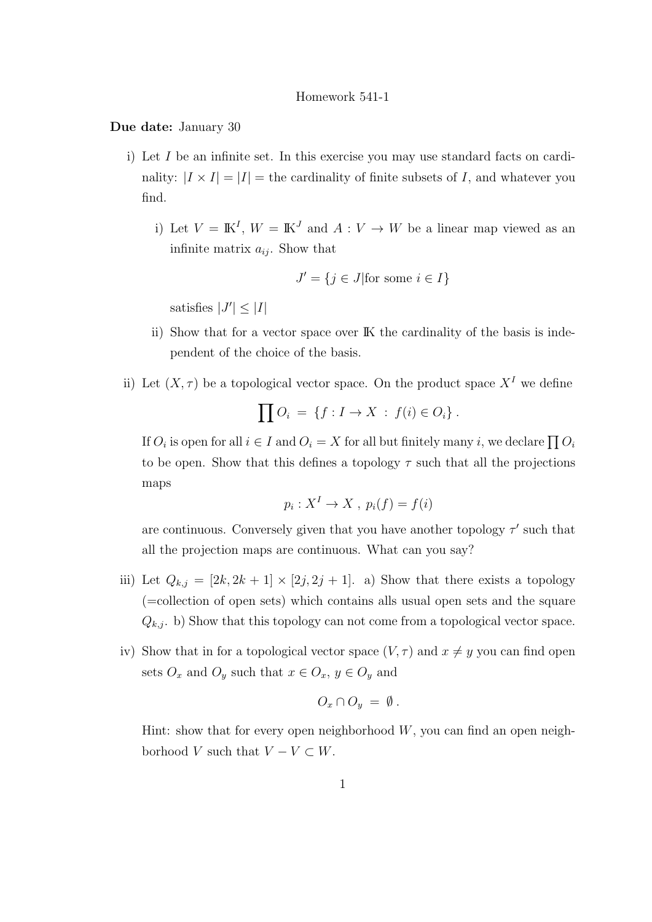Homework 541-1

**Due date:** January 30

i) Let $I$ be an infinite set. In this exercise you may use standard facts on cardinality: $|I \times I| = |I| =$ the cardinality of finite subsets of $I$, and whatever you find.

   i) Let $V = \mathbb{K}^I$, $W = \mathbb{K}^J$ and $A : V \to W$ be a linear map viewed as an infinite matrix $a_{ij}$. Show that

   $$J' = \{j \in J | \text{for some } i \in I\}$$

   satisfies $|J'| \leq |I|$

   ii) Show that for a vector space over $\mathbb{K}$ the cardinality of the basis is independent of the choice of the basis.

ii) Let $(X, \tau)$ be a topological vector space. On the product space $X^I$ we define

$$\prod O_i \ = \ \{f : I \to X \ : \ f(i) \in O_i\} \ .$$

If $O_i$ is open for all $i \in I$ and $O_i = X$ for all but finitely many $i$, we declare $\prod O_i$ to be open. Show that this defines a topology $\tau$ such that all the projections maps

$$p_i : X^I \to X \ , \ p_i(f) = f(i)$$

are continuous. Conversely given that you have another topology $\tau'$ such that all the projection maps are continuous. What can you say?

iii) Let $Q_{k,j} = [2k, 2k+1] \times [2j, 2j+1]$. a) Show that there exists a topology (=collection of open sets) which contains alls usual open sets and the square $Q_{k,j}$. b) Show that this topology can not come from a topological vector space.

iv) Show that in for a topological vector space $(V, \tau)$ and $x \neq y$ you can find open sets $O_x$ and $O_y$ such that $x \in O_x$, $y \in O_y$ and

$$O_x \cap O_y \ = \ \emptyset \ .$$

Hint: show that for every open neighborhood $W$, you can find an open neighborhood $V$ such that $V - V \subset W$.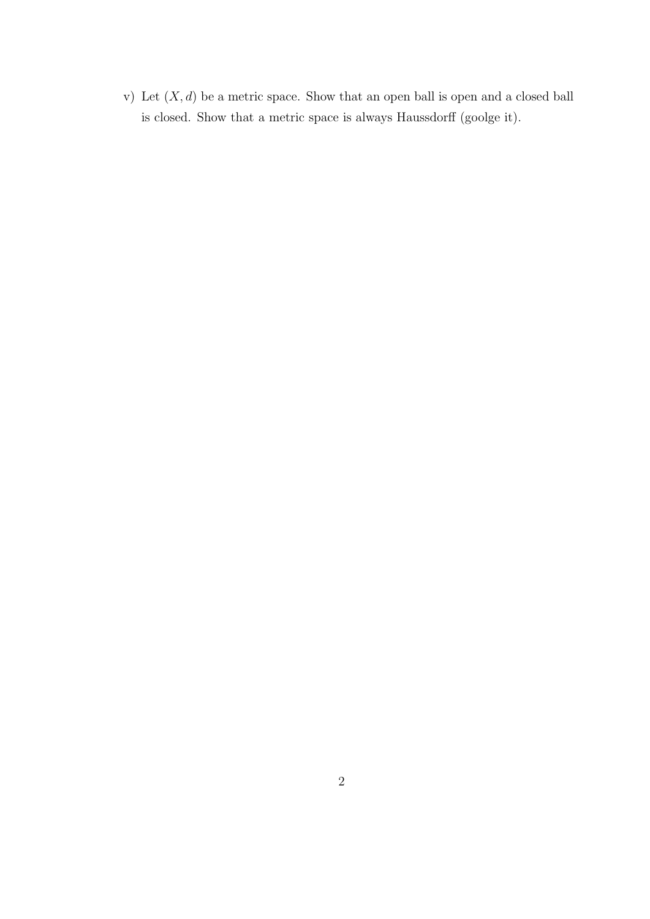v) Let $(X, d)$ be a metric space. Show that an open ball is open and a closed ball is closed. Show that a metric space is always Haussdorff (goolge it).